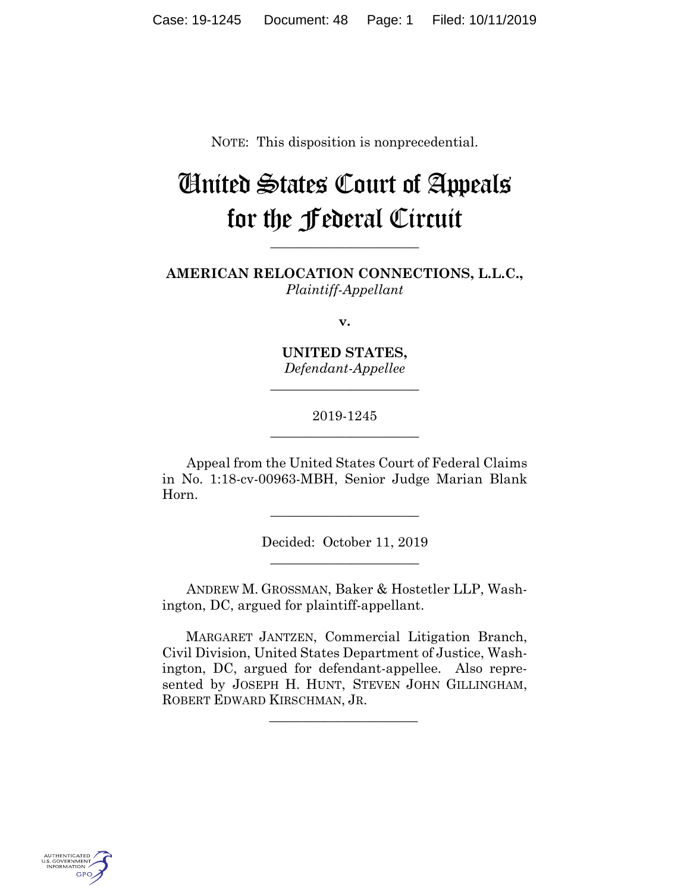NOTE: This disposition is nonprecedential.

# United States Court of Appeals for the Federal Circuit

______________________

**AMERICAN RELOCATION CONNECTIONS, L.L.C.,**
*Plaintiff-Appellant*

**v.**

**UNITED STATES,**
*Defendant-Appellee*

______________________

2019-1245

______________________

Appeal from the United States Court of Federal Claims in No. 1:18-cv-00963-MBH, Senior Judge Marian Blank Horn.

______________________

Decided: October 11, 2019

______________________

ANDREW M. GROSSMAN, Baker & Hostetler LLP, Washington, DC, argued for plaintiff-appellant.

MARGARET JANTZEN, Commercial Litigation Branch, Civil Division, United States Department of Justice, Washington, DC, argued for defendant-appellee. Also represented by JOSEPH H. HUNT, STEVEN JOHN GILLINGHAM, ROBERT EDWARD KIRSCHMAN, JR.

______________________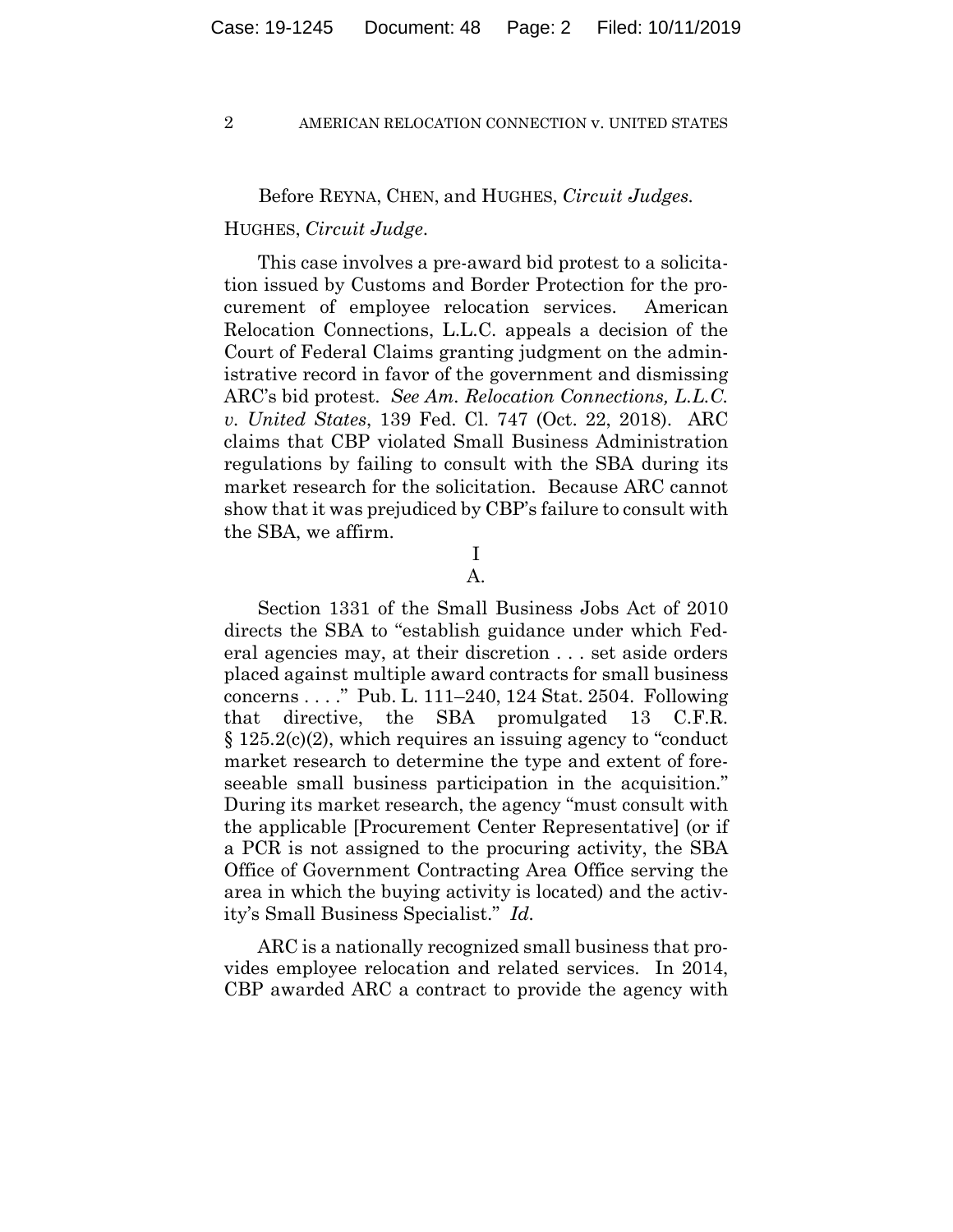Before REYNA, CHEN, and HUGHES, *Circuit Judges.*

HUGHES, *Circuit Judge*.

This case involves a pre-award bid protest to a solicitation issued by Customs and Border Protection for the procurement of employee relocation services. American Relocation Connections, L.L.C. appeals a decision of the Court of Federal Claims granting judgment on the administrative record in favor of the government and dismissing ARC's bid protest. *See Am. Relocation Connections, L.L.C. v. United States*, 139 Fed. Cl. 747 (Oct. 22, 2018). ARC claims that CBP violated Small Business Administration regulations by failing to consult with the SBA during its market research for the solicitation. Because ARC cannot show that it was prejudiced by CBP's failure to consult with the SBA, we affirm.

## I

### A.

Section 1331 of the Small Business Jobs Act of 2010 directs the SBA to "establish guidance under which Federal agencies may, at their discretion . . . set aside orders placed against multiple award contracts for small business concerns . . . ." Pub. L. 111–240, 124 Stat. 2504. Following that directive, the SBA promulgated 13 C.F.R. § 125.2(c)(2), which requires an issuing agency to "conduct market research to determine the type and extent of foreseeable small business participation in the acquisition." During its market research, the agency "must consult with the applicable [Procurement Center Representative] (or if a PCR is not assigned to the procuring activity, the SBA Office of Government Contracting Area Office serving the area in which the buying activity is located) and the activity's Small Business Specialist." *Id.*

ARC is a nationally recognized small business that provides employee relocation and related services. In 2014, CBP awarded ARC a contract to provide the agency with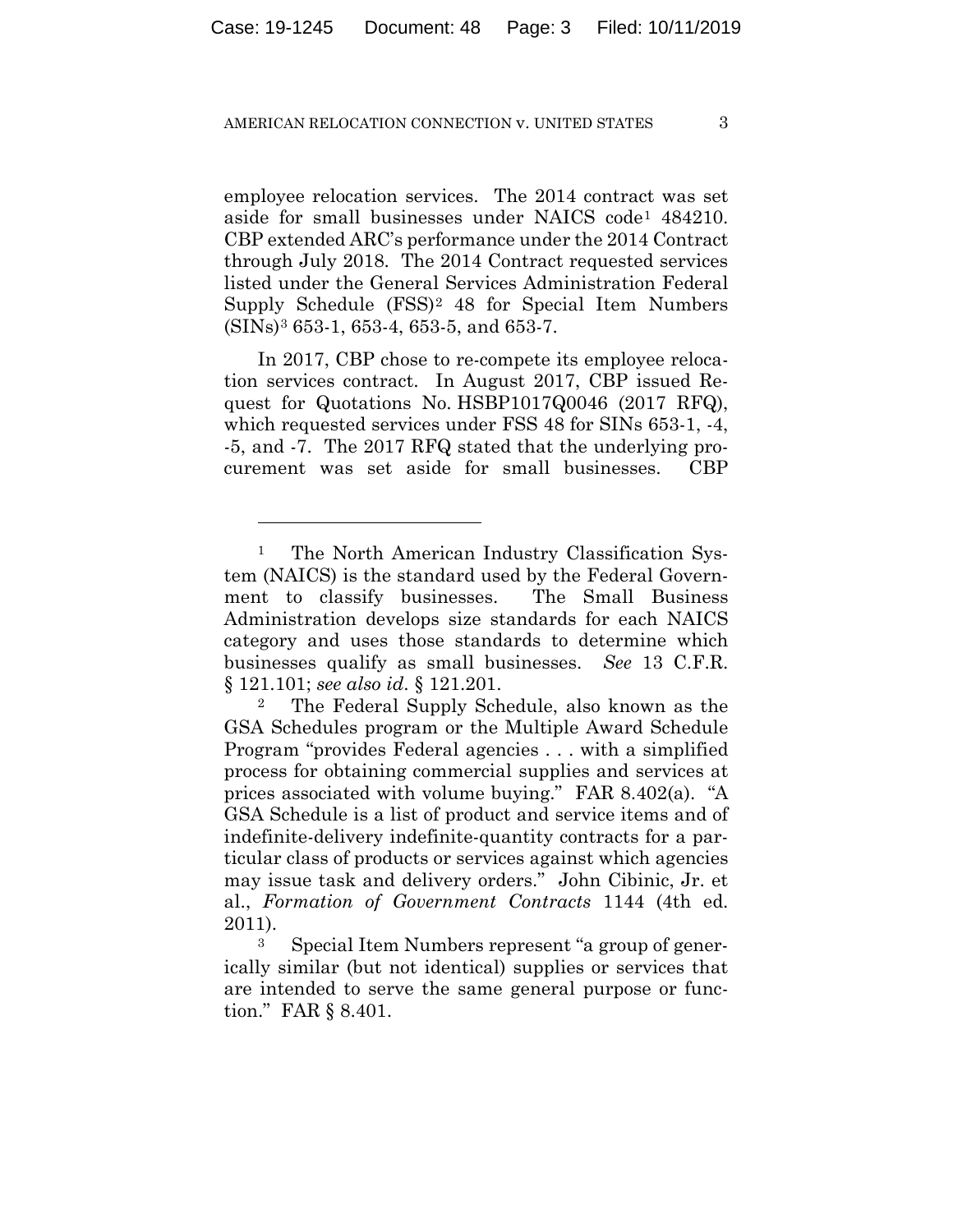employee relocation services. The 2014 contract was set aside for small businesses under NAICS code[1] 484210. CBP extended ARC's performance under the 2014 Contract through July 2018. The 2014 Contract requested services listed under the General Services Administration Federal Supply Schedule (FSS)[2] 48 for Special Item Numbers (SINs)[3] 653-1, 653-4, 653-5, and 653-7.

In 2017, CBP chose to re-compete its employee relocation services contract. In August 2017, CBP issued Request for Quotations No. HSBP1017Q0046 (2017 RFQ), which requested services under FSS 48 for SINs 653-1, -4, -5, and -7. The 2017 RFQ stated that the underlying procurement was set aside for small businesses. CBP

---

[1] The North American Industry Classification System (NAICS) is the standard used by the Federal Government to classify businesses. The Small Business Administration develops size standards for each NAICS category and uses those standards to determine which businesses qualify as small businesses. *See* 13 C.F.R. § 121.101; *see also id*. § 121.201.

[2] The Federal Supply Schedule, also known as the GSA Schedules program or the Multiple Award Schedule Program "provides Federal agencies . . . with a simplified process for obtaining commercial supplies and services at prices associated with volume buying." FAR 8.402(a). "A GSA Schedule is a list of product and service items and of indefinite-delivery indefinite-quantity contracts for a particular class of products or services against which agencies may issue task and delivery orders." John Cibinic, Jr. et al., *Formation of Government Contracts* 1144 (4th ed. 2011).

[3] Special Item Numbers represent "a group of generically similar (but not identical) supplies or services that are intended to serve the same general purpose or function." FAR § 8.401.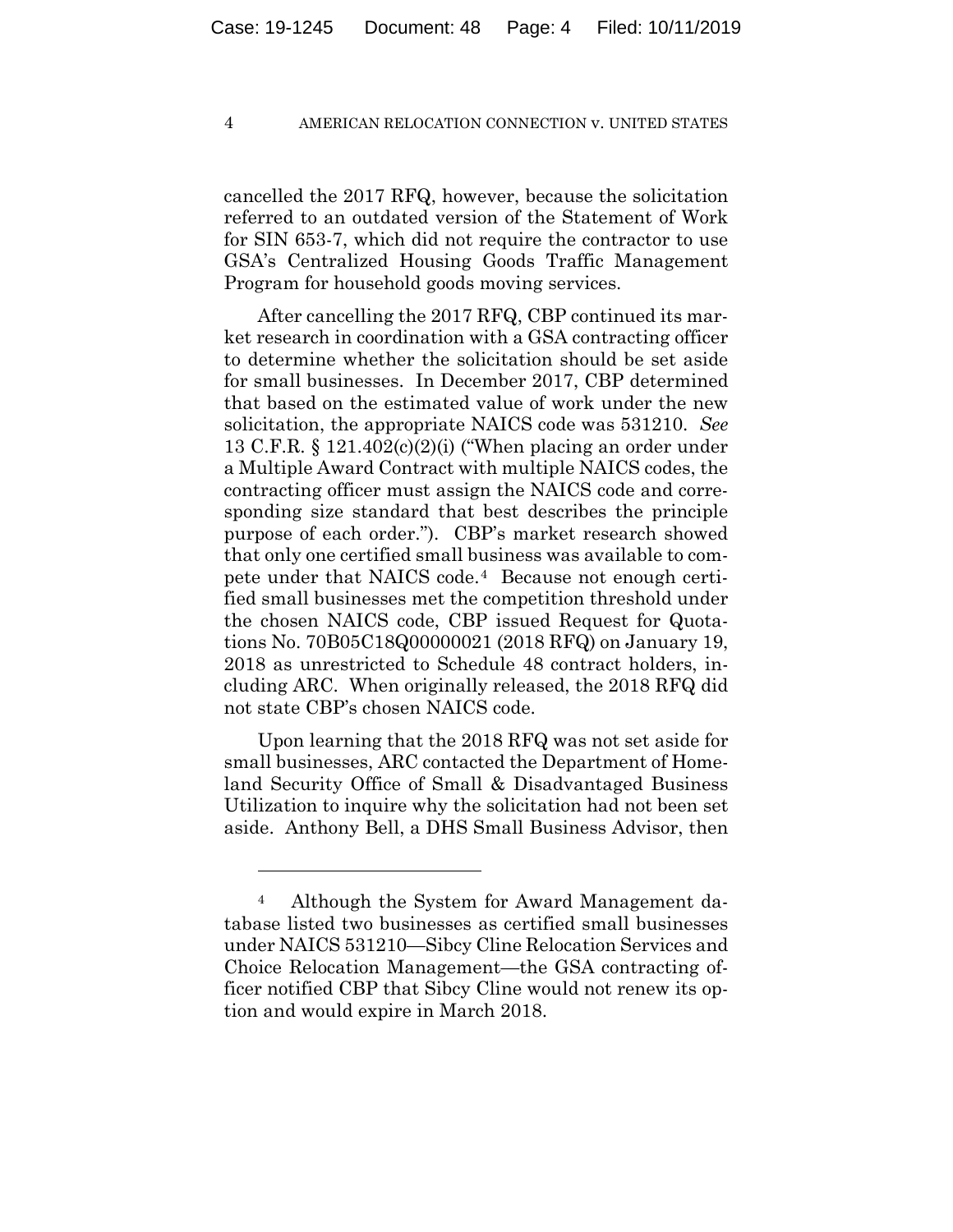cancelled the 2017 RFQ, however, because the solicitation referred to an outdated version of the Statement of Work for SIN 653-7, which did not require the contractor to use GSA's Centralized Housing Goods Traffic Management Program for household goods moving services.

After cancelling the 2017 RFQ, CBP continued its market research in coordination with a GSA contracting officer to determine whether the solicitation should be set aside for small businesses. In December 2017, CBP determined that based on the estimated value of work under the new solicitation, the appropriate NAICS code was 531210. *See* 13 C.F.R. § 121.402(c)(2)(i) ("When placing an order under a Multiple Award Contract with multiple NAICS codes, the contracting officer must assign the NAICS code and corresponding size standard that best describes the principle purpose of each order."). CBP's market research showed that only one certified small business was available to compete under that NAICS code.[4] Because not enough certified small businesses met the competition threshold under the chosen NAICS code, CBP issued Request for Quotations No. 70B05C18Q00000021 (2018 RFQ) on January 19, 2018 as unrestricted to Schedule 48 contract holders, including ARC. When originally released, the 2018 RFQ did not state CBP's chosen NAICS code.

Upon learning that the 2018 RFQ was not set aside for small businesses, ARC contacted the Department of Homeland Security Office of Small & Disadvantaged Business Utilization to inquire why the solicitation had not been set aside. Anthony Bell, a DHS Small Business Advisor, then

---

[4] Although the System for Award Management database listed two businesses as certified small businesses under NAICS 531210—Sibcy Cline Relocation Services and Choice Relocation Management—the GSA contracting officer notified CBP that Sibcy Cline would not renew its option and would expire in March 2018.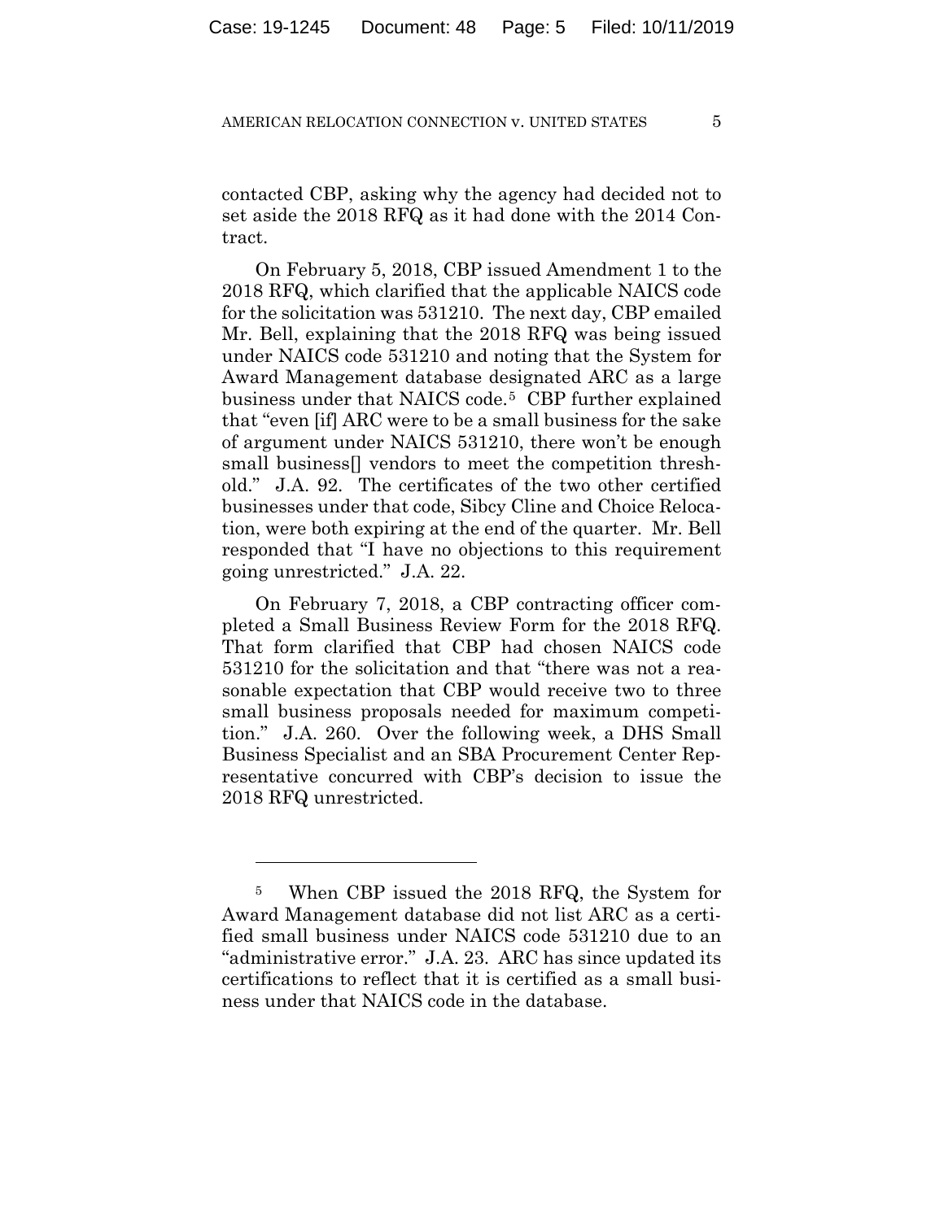contacted CBP, asking why the agency had decided not to set aside the 2018 RFQ as it had done with the 2014 Contract.

On February 5, 2018, CBP issued Amendment 1 to the 2018 RFQ, which clarified that the applicable NAICS code for the solicitation was 531210. The next day, CBP emailed Mr. Bell, explaining that the 2018 RFQ was being issued under NAICS code 531210 and noting that the System for Award Management database designated ARC as a large business under that NAICS code.[5] CBP further explained that "even [if] ARC were to be a small business for the sake of argument under NAICS 531210, there won't be enough small business[] vendors to meet the competition threshold." J.A. 92. The certificates of the two other certified businesses under that code, Sibcy Cline and Choice Relocation, were both expiring at the end of the quarter. Mr. Bell responded that "I have no objections to this requirement going unrestricted." J.A. 22.

On February 7, 2018, a CBP contracting officer completed a Small Business Review Form for the 2018 RFQ. That form clarified that CBP had chosen NAICS code 531210 for the solicitation and that "there was not a reasonable expectation that CBP would receive two to three small business proposals needed for maximum competition." J.A. 260. Over the following week, a DHS Small Business Specialist and an SBA Procurement Center Representative concurred with CBP's decision to issue the 2018 RFQ unrestricted.

---

[5] When CBP issued the 2018 RFQ, the System for Award Management database did not list ARC as a certified small business under NAICS code 531210 due to an "administrative error." J.A. 23. ARC has since updated its certifications to reflect that it is certified as a small business under that NAICS code in the database.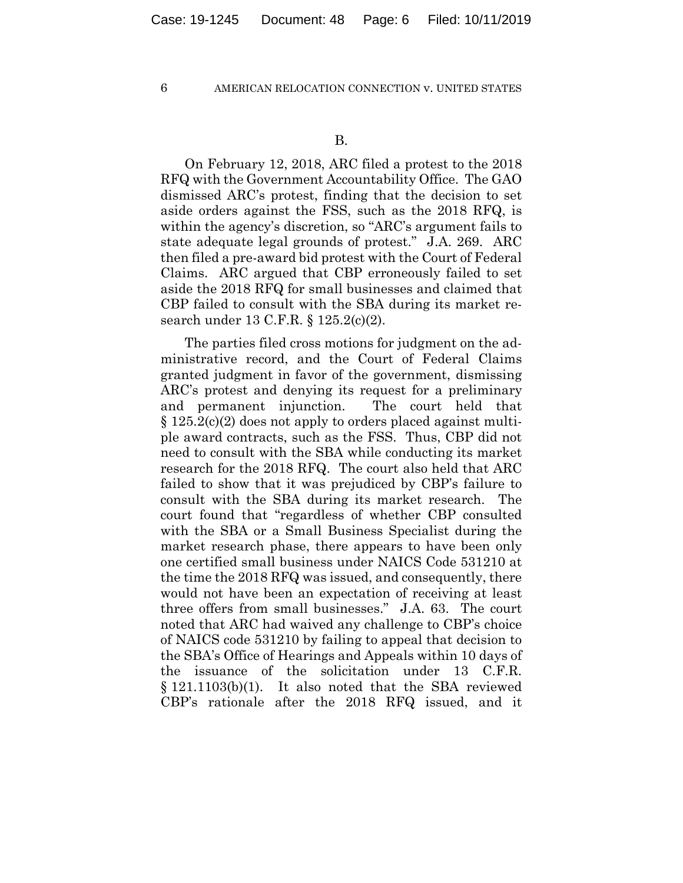B.

On February 12, 2018, ARC filed a protest to the 2018 RFQ with the Government Accountability Office. The GAO dismissed ARC's protest, finding that the decision to set aside orders against the FSS, such as the 2018 RFQ, is within the agency's discretion, so "ARC's argument fails to state adequate legal grounds of protest." J.A. 269. ARC then filed a pre-award bid protest with the Court of Federal Claims. ARC argued that CBP erroneously failed to set aside the 2018 RFQ for small businesses and claimed that CBP failed to consult with the SBA during its market research under 13 C.F.R. § 125.2(c)(2).

The parties filed cross motions for judgment on the administrative record, and the Court of Federal Claims granted judgment in favor of the government, dismissing ARC's protest and denying its request for a preliminary and permanent injunction. The court held that § 125.2(c)(2) does not apply to orders placed against multiple award contracts, such as the FSS. Thus, CBP did not need to consult with the SBA while conducting its market research for the 2018 RFQ. The court also held that ARC failed to show that it was prejudiced by CBP's failure to consult with the SBA during its market research. The court found that "regardless of whether CBP consulted with the SBA or a Small Business Specialist during the market research phase, there appears to have been only one certified small business under NAICS Code 531210 at the time the 2018 RFQ was issued, and consequently, there would not have been an expectation of receiving at least three offers from small businesses." J.A. 63. The court noted that ARC had waived any challenge to CBP's choice of NAICS code 531210 by failing to appeal that decision to the SBA's Office of Hearings and Appeals within 10 days of the issuance of the solicitation under 13 C.F.R. § 121.1103(b)(1). It also noted that the SBA reviewed CBP's rationale after the 2018 RFQ issued, and it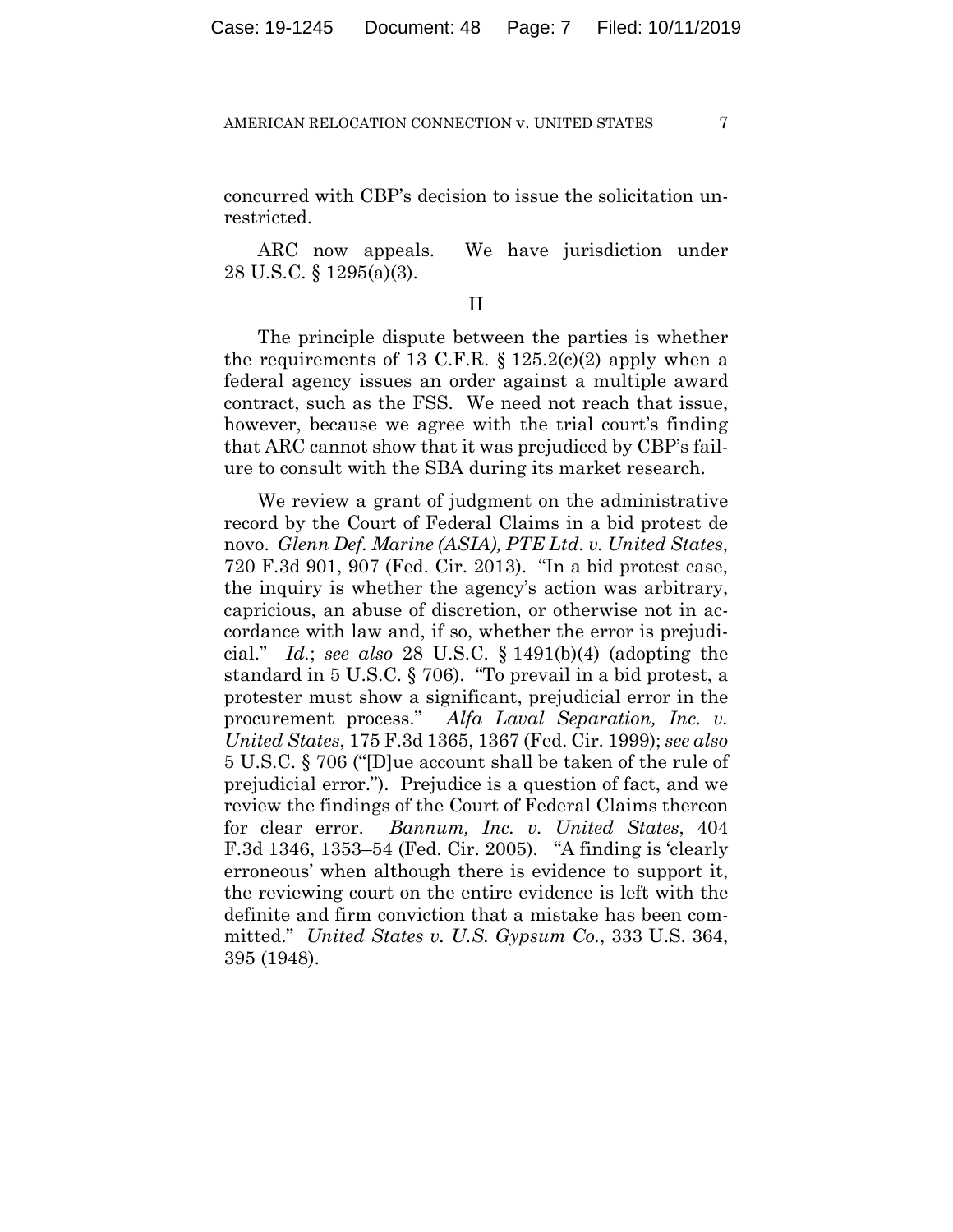concurred with CBP's decision to issue the solicitation unrestricted.

ARC now appeals. We have jurisdiction under 28 U.S.C. § 1295(a)(3).

## II

The principle dispute between the parties is whether the requirements of 13 C.F.R. § 125.2(c)(2) apply when a federal agency issues an order against a multiple award contract, such as the FSS. We need not reach that issue, however, because we agree with the trial court's finding that ARC cannot show that it was prejudiced by CBP's failure to consult with the SBA during its market research.

We review a grant of judgment on the administrative record by the Court of Federal Claims in a bid protest de novo. *Glenn Def. Marine (ASIA), PTE Ltd. v. United States*, 720 F.3d 901, 907 (Fed. Cir. 2013). "In a bid protest case, the inquiry is whether the agency's action was arbitrary, capricious, an abuse of discretion, or otherwise not in accordance with law and, if so, whether the error is prejudicial." *Id.*; *see also* 28 U.S.C. § 1491(b)(4) (adopting the standard in 5 U.S.C. § 706). "To prevail in a bid protest, a protester must show a significant, prejudicial error in the procurement process." *Alfa Laval Separation, Inc. v. United States*, 175 F.3d 1365, 1367 (Fed. Cir. 1999); *see also* 5 U.S.C. § 706 ("[D]ue account shall be taken of the rule of prejudicial error."). Prejudice is a question of fact, and we review the findings of the Court of Federal Claims thereon for clear error. *Bannum, Inc. v. United States*, 404 F.3d 1346, 1353–54 (Fed. Cir. 2005). "A finding is 'clearly erroneous' when although there is evidence to support it, the reviewing court on the entire evidence is left with the definite and firm conviction that a mistake has been committed." *United States v. U.S. Gypsum Co.*, 333 U.S. 364, 395 (1948).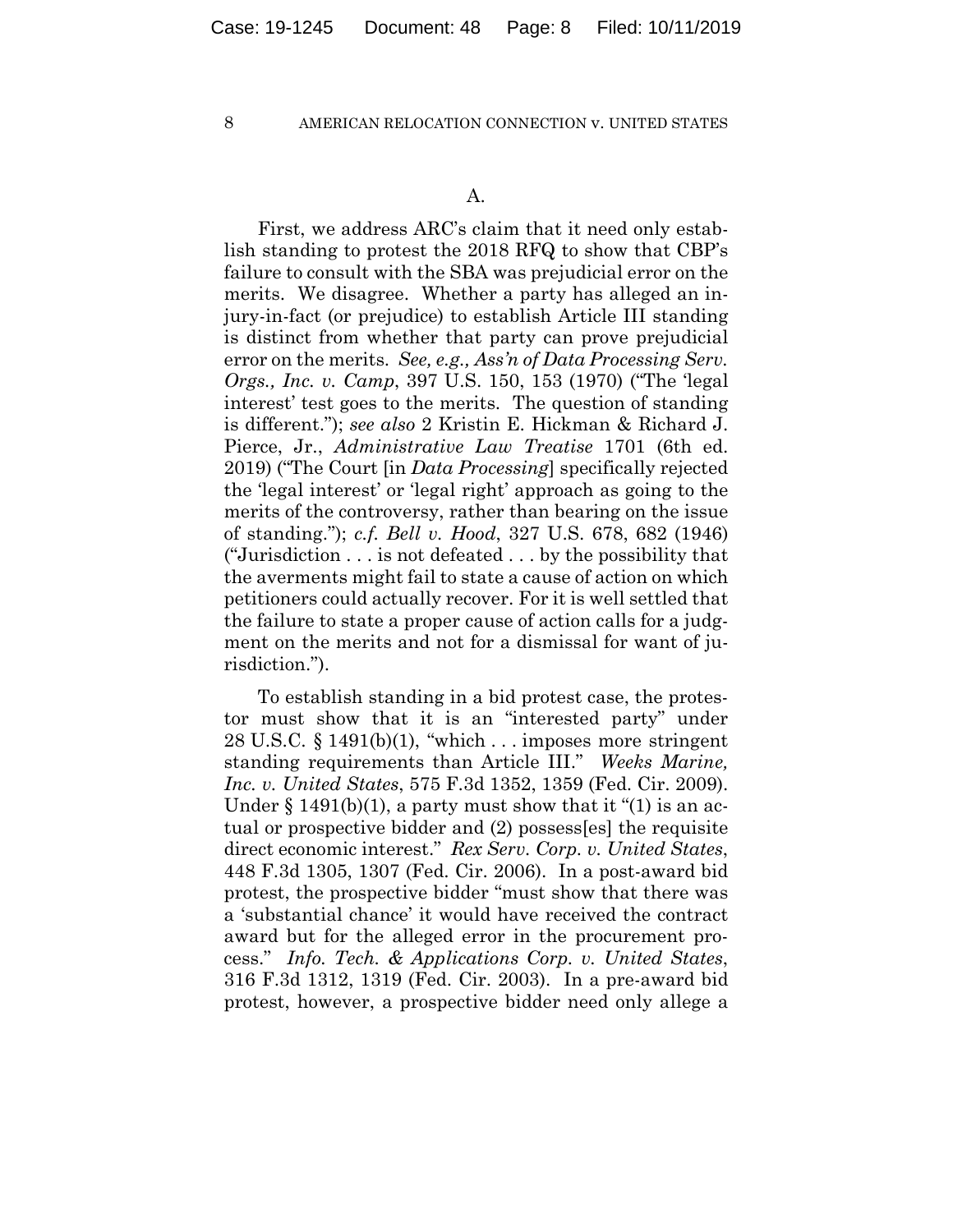A.

First, we address ARC's claim that it need only establish standing to protest the 2018 RFQ to show that CBP's failure to consult with the SBA was prejudicial error on the merits. We disagree. Whether a party has alleged an injury-in-fact (or prejudice) to establish Article III standing is distinct from whether that party can prove prejudicial error on the merits. *See, e.g., Ass'n of Data Processing Serv. Orgs., Inc. v. Camp*, 397 U.S. 150, 153 (1970) ("The 'legal interest' test goes to the merits. The question of standing is different."); *see also* 2 Kristin E. Hickman & Richard J. Pierce, Jr., *Administrative Law Treatise* 1701 (6th ed. 2019) ("The Court [in *Data Processing*] specifically rejected the 'legal interest' or 'legal right' approach as going to the merits of the controversy, rather than bearing on the issue of standing."); *c.f. Bell v. Hood*, 327 U.S. 678, 682 (1946) ("Jurisdiction . . . is not defeated . . . by the possibility that the averments might fail to state a cause of action on which petitioners could actually recover. For it is well settled that the failure to state a proper cause of action calls for a judgment on the merits and not for a dismissal for want of jurisdiction.").

To establish standing in a bid protest case, the protestor must show that it is an "interested party" under 28 U.S.C. § 1491(b)(1), "which . . . imposes more stringent standing requirements than Article III." *Weeks Marine, Inc. v. United States*, 575 F.3d 1352, 1359 (Fed. Cir. 2009). Under § 1491(b)(1), a party must show that it "(1) is an actual or prospective bidder and (2) possess[es] the requisite direct economic interest." *Rex Serv. Corp. v. United States*, 448 F.3d 1305, 1307 (Fed. Cir. 2006). In a post-award bid protest, the prospective bidder "must show that there was a 'substantial chance' it would have received the contract award but for the alleged error in the procurement process." *Info. Tech. & Applications Corp. v. United States*, 316 F.3d 1312, 1319 (Fed. Cir. 2003). In a pre-award bid protest, however, a prospective bidder need only allege a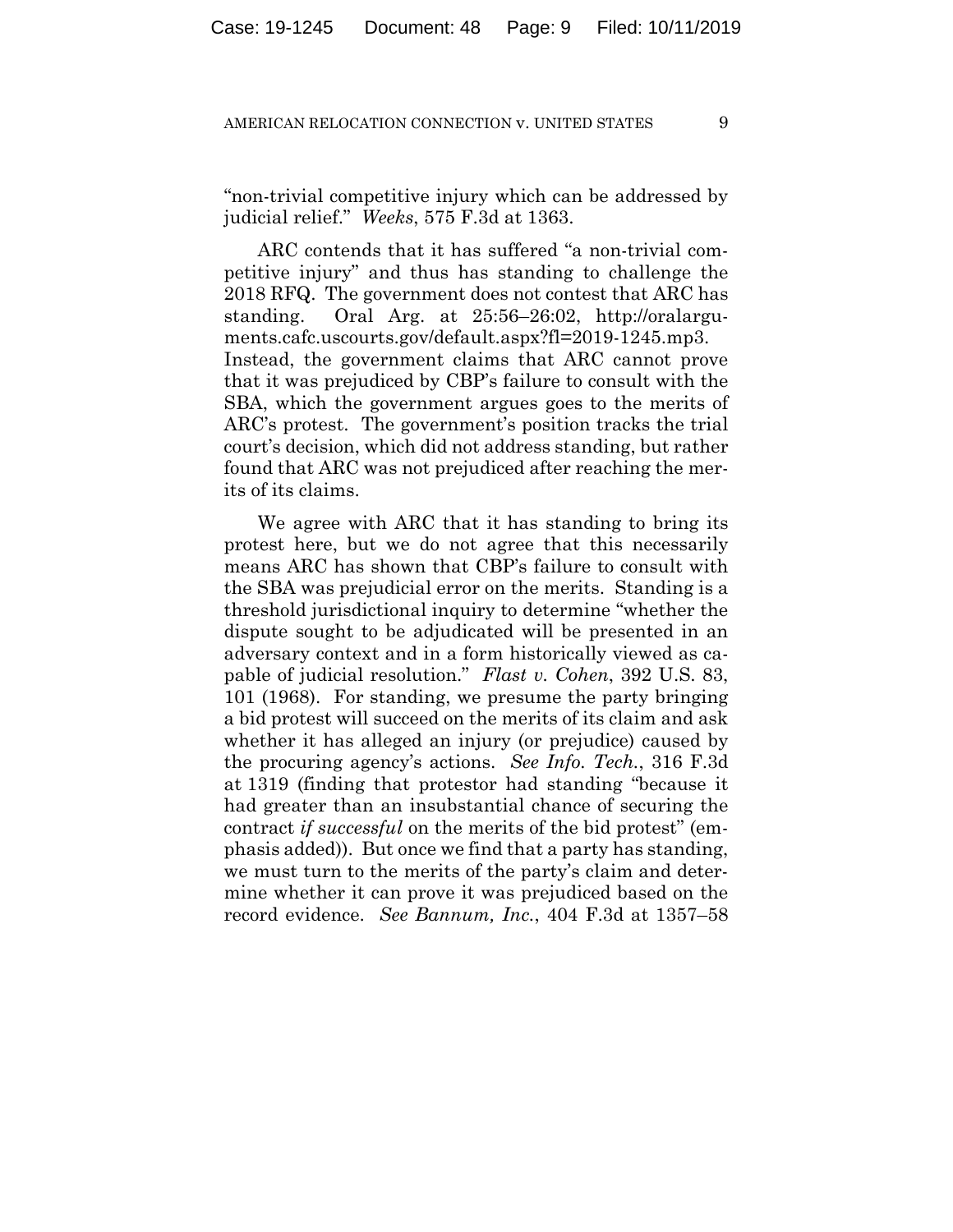"non-trivial competitive injury which can be addressed by judicial relief." *Weeks*, 575 F.3d at 1363.

ARC contends that it has suffered "a non-trivial competitive injury" and thus has standing to challenge the 2018 RFQ. The government does not contest that ARC has standing. Oral Arg. at 25:56–26:02, http://oralarguments.cafc.uscourts.gov/default.aspx?fl=2019-1245.mp3. Instead, the government claims that ARC cannot prove that it was prejudiced by CBP's failure to consult with the SBA, which the government argues goes to the merits of ARC's protest. The government's position tracks the trial court's decision, which did not address standing, but rather found that ARC was not prejudiced after reaching the merits of its claims.

We agree with ARC that it has standing to bring its protest here, but we do not agree that this necessarily means ARC has shown that CBP's failure to consult with the SBA was prejudicial error on the merits. Standing is a threshold jurisdictional inquiry to determine "whether the dispute sought to be adjudicated will be presented in an adversary context and in a form historically viewed as capable of judicial resolution." *Flast v. Cohen*, 392 U.S. 83, 101 (1968). For standing, we presume the party bringing a bid protest will succeed on the merits of its claim and ask whether it has alleged an injury (or prejudice) caused by the procuring agency's actions. *See Info. Tech.*, 316 F.3d at 1319 (finding that protestor had standing "because it had greater than an insubstantial chance of securing the contract *if successful* on the merits of the bid protest" (emphasis added)). But once we find that a party has standing, we must turn to the merits of the party's claim and determine whether it can prove it was prejudiced based on the record evidence. *See Bannum, Inc.*, 404 F.3d at 1357–58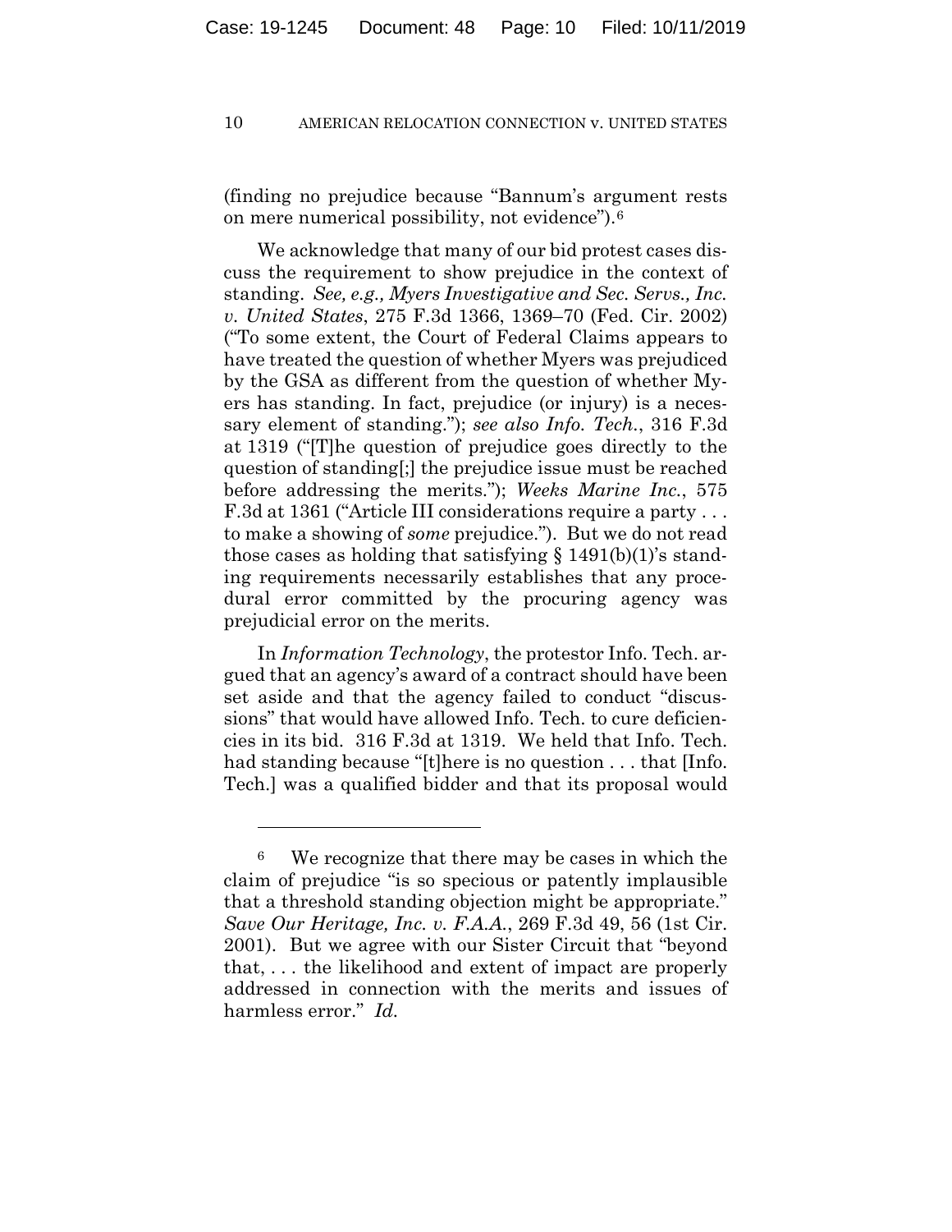(finding no prejudice because "Bannum's argument rests on mere numerical possibility, not evidence").[6]

We acknowledge that many of our bid protest cases discuss the requirement to show prejudice in the context of standing. *See, e.g., Myers Investigative and Sec. Servs., Inc. v. United States*, 275 F.3d 1366, 1369–70 (Fed. Cir. 2002) ("To some extent, the Court of Federal Claims appears to have treated the question of whether Myers was prejudiced by the GSA as different from the question of whether Myers has standing. In fact, prejudice (or injury) is a necessary element of standing."); *see also Info. Tech.*, 316 F.3d at 1319 ("[T]he question of prejudice goes directly to the question of standing[;] the prejudice issue must be reached before addressing the merits."); *Weeks Marine Inc.*, 575 F.3d at 1361 ("Article III considerations require a party . . . to make a showing of *some* prejudice."). But we do not read those cases as holding that satisfying § 1491(b)(1)'s standing requirements necessarily establishes that any procedural error committed by the procuring agency was prejudicial error on the merits.

In *Information Technology*, the protestor Info. Tech. argued that an agency's award of a contract should have been set aside and that the agency failed to conduct "discussions" that would have allowed Info. Tech. to cure deficiencies in its bid. 316 F.3d at 1319. We held that Info. Tech. had standing because "[t]here is no question . . . that [Info. Tech.] was a qualified bidder and that its proposal would

---

[6] We recognize that there may be cases in which the claim of prejudice "is so specious or patently implausible that a threshold standing objection might be appropriate." *Save Our Heritage, Inc. v. F.A.A.*, 269 F.3d 49, 56 (1st Cir. 2001). But we agree with our Sister Circuit that "beyond that, . . . the likelihood and extent of impact are properly addressed in connection with the merits and issues of harmless error." *Id.*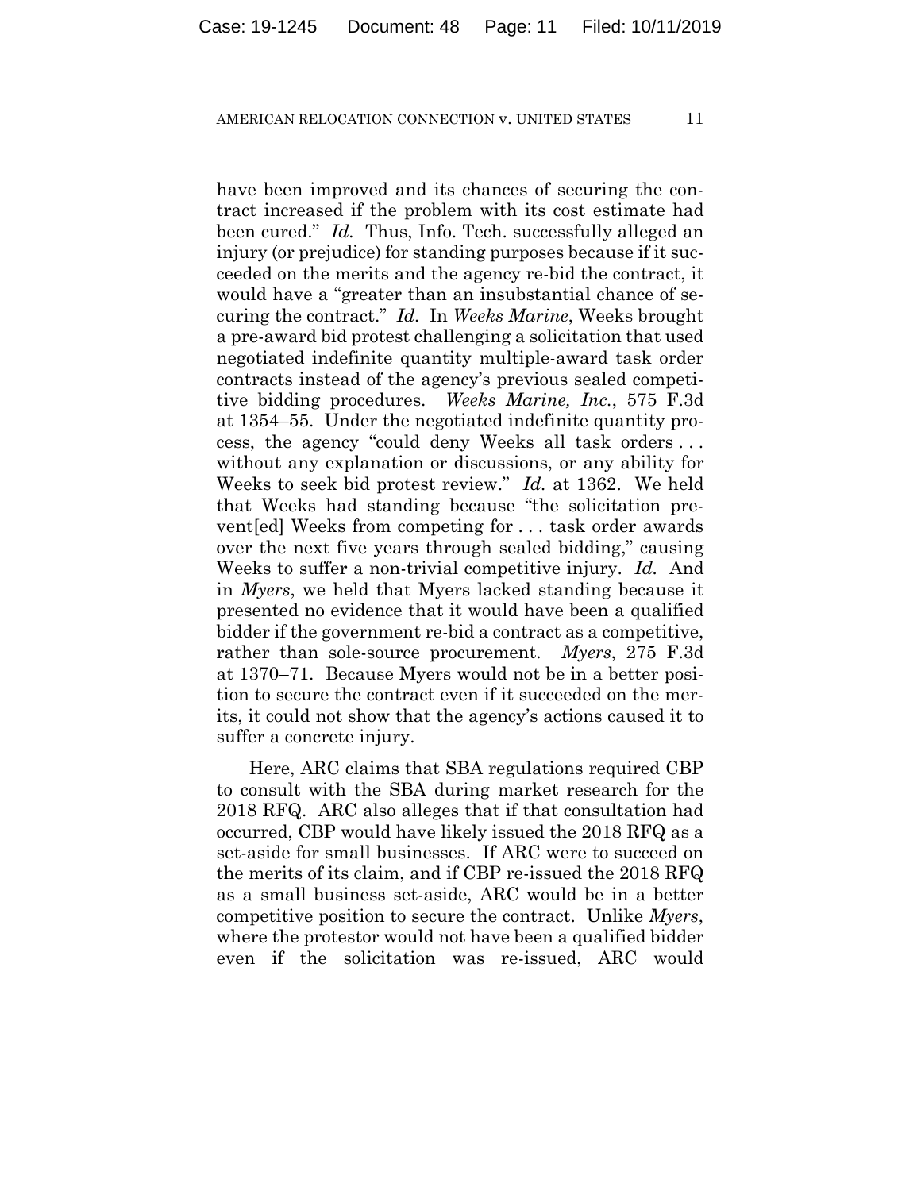have been improved and its chances of securing the contract increased if the problem with its cost estimate had been cured." *Id.* Thus, Info. Tech. successfully alleged an injury (or prejudice) for standing purposes because if it succeeded on the merits and the agency re-bid the contract, it would have a "greater than an insubstantial chance of securing the contract." *Id.* In *Weeks Marine*, Weeks brought a pre-award bid protest challenging a solicitation that used negotiated indefinite quantity multiple-award task order contracts instead of the agency's previous sealed competitive bidding procedures. *Weeks Marine, Inc.*, 575 F.3d at 1354–55. Under the negotiated indefinite quantity process, the agency "could deny Weeks all task orders . . . without any explanation or discussions, or any ability for Weeks to seek bid protest review." *Id.* at 1362. We held that Weeks had standing because "the solicitation prevent[ed] Weeks from competing for . . . task order awards over the next five years through sealed bidding," causing Weeks to suffer a non-trivial competitive injury. *Id.* And in *Myers*, we held that Myers lacked standing because it presented no evidence that it would have been a qualified bidder if the government re-bid a contract as a competitive, rather than sole-source procurement. *Myers*, 275 F.3d at 1370–71. Because Myers would not be in a better position to secure the contract even if it succeeded on the merits, it could not show that the agency's actions caused it to suffer a concrete injury.

Here, ARC claims that SBA regulations required CBP to consult with the SBA during market research for the 2018 RFQ. ARC also alleges that if that consultation had occurred, CBP would have likely issued the 2018 RFQ as a set-aside for small businesses. If ARC were to succeed on the merits of its claim, and if CBP re-issued the 2018 RFQ as a small business set-aside, ARC would be in a better competitive position to secure the contract. Unlike *Myers*, where the protestor would not have been a qualified bidder even if the solicitation was re-issued, ARC would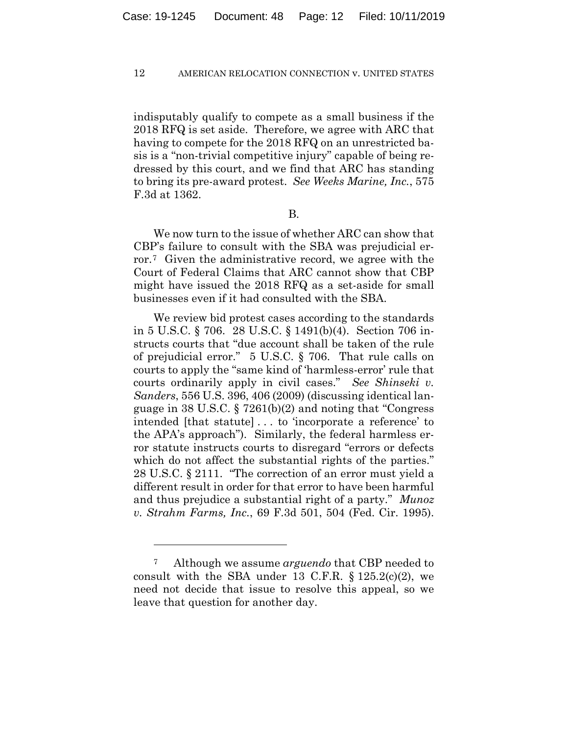indisputably qualify to compete as a small business if the 2018 RFQ is set aside. Therefore, we agree with ARC that having to compete for the 2018 RFQ on an unrestricted basis is a "non-trivial competitive injury" capable of being redressed by this court, and we find that ARC has standing to bring its pre-award protest. *See Weeks Marine, Inc.*, 575 F.3d at 1362.

B.

We now turn to the issue of whether ARC can show that CBP's failure to consult with the SBA was prejudicial error.[7] Given the administrative record, we agree with the Court of Federal Claims that ARC cannot show that CBP might have issued the 2018 RFQ as a set-aside for small businesses even if it had consulted with the SBA.

We review bid protest cases according to the standards in 5 U.S.C. § 706. 28 U.S.C. § 1491(b)(4). Section 706 instructs courts that "due account shall be taken of the rule of prejudicial error." 5 U.S.C. § 706. That rule calls on courts to apply the "same kind of 'harmless-error' rule that courts ordinarily apply in civil cases." *See Shinseki v. Sanders*, 556 U.S. 396, 406 (2009) (discussing identical language in 38 U.S.C. § 7261(b)(2) and noting that "Congress intended [that statute] . . . to 'incorporate a reference' to the APA's approach"). Similarly, the federal harmless error statute instructs courts to disregard "errors or defects which do not affect the substantial rights of the parties." 28 U.S.C. § 2111. "The correction of an error must yield a different result in order for that error to have been harmful and thus prejudice a substantial right of a party." *Munoz v. Strahm Farms, Inc.*, 69 F.3d 501, 504 (Fed. Cir. 1995).

---

[7] Although we assume *arguendo* that CBP needed to consult with the SBA under 13 C.F.R. § 125.2(c)(2), we need not decide that issue to resolve this appeal, so we leave that question for another day.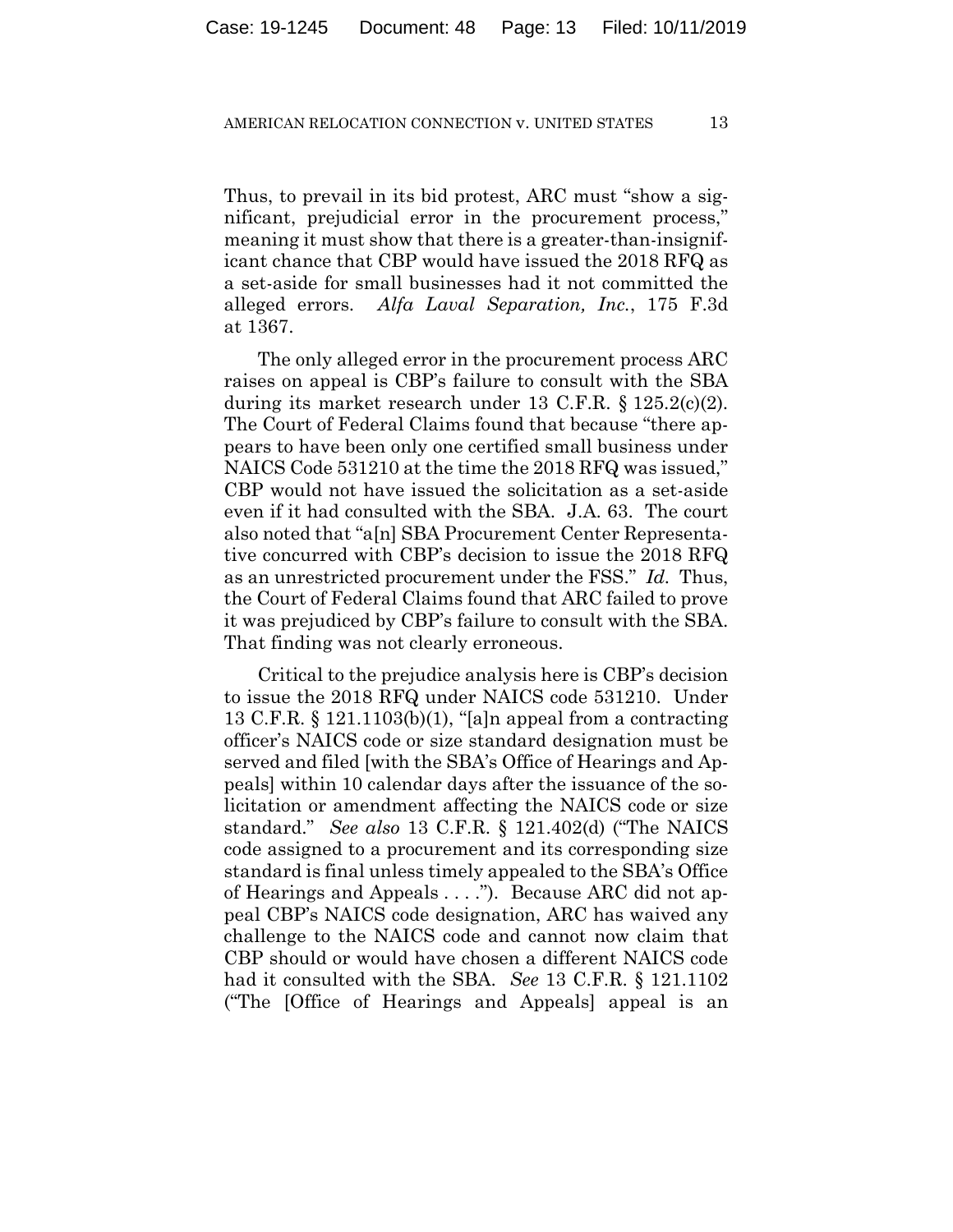Thus, to prevail in its bid protest, ARC must "show a significant, prejudicial error in the procurement process," meaning it must show that there is a greater-than-insignificant chance that CBP would have issued the 2018 RFQ as a set-aside for small businesses had it not committed the alleged errors. *Alfa Laval Separation, Inc.*, 175 F.3d at 1367.

The only alleged error in the procurement process ARC raises on appeal is CBP's failure to consult with the SBA during its market research under 13 C.F.R. § 125.2(c)(2). The Court of Federal Claims found that because "there appears to have been only one certified small business under NAICS Code 531210 at the time the 2018 RFQ was issued," CBP would not have issued the solicitation as a set-aside even if it had consulted with the SBA. J.A. 63. The court also noted that "a[n] SBA Procurement Center Representative concurred with CBP's decision to issue the 2018 RFQ as an unrestricted procurement under the FSS." *Id.* Thus, the Court of Federal Claims found that ARC failed to prove it was prejudiced by CBP's failure to consult with the SBA. That finding was not clearly erroneous.

Critical to the prejudice analysis here is CBP's decision to issue the 2018 RFQ under NAICS code 531210. Under 13 C.F.R. § 121.1103(b)(1), "[a]n appeal from a contracting officer's NAICS code or size standard designation must be served and filed [with the SBA's Office of Hearings and Appeals] within 10 calendar days after the issuance of the solicitation or amendment affecting the NAICS code or size standard." *See also* 13 C.F.R. § 121.402(d) ("The NAICS code assigned to a procurement and its corresponding size standard is final unless timely appealed to the SBA's Office of Hearings and Appeals . . . ."). Because ARC did not appeal CBP's NAICS code designation, ARC has waived any challenge to the NAICS code and cannot now claim that CBP should or would have chosen a different NAICS code had it consulted with the SBA. *See* 13 C.F.R. § 121.1102 ("The [Office of Hearings and Appeals] appeal is an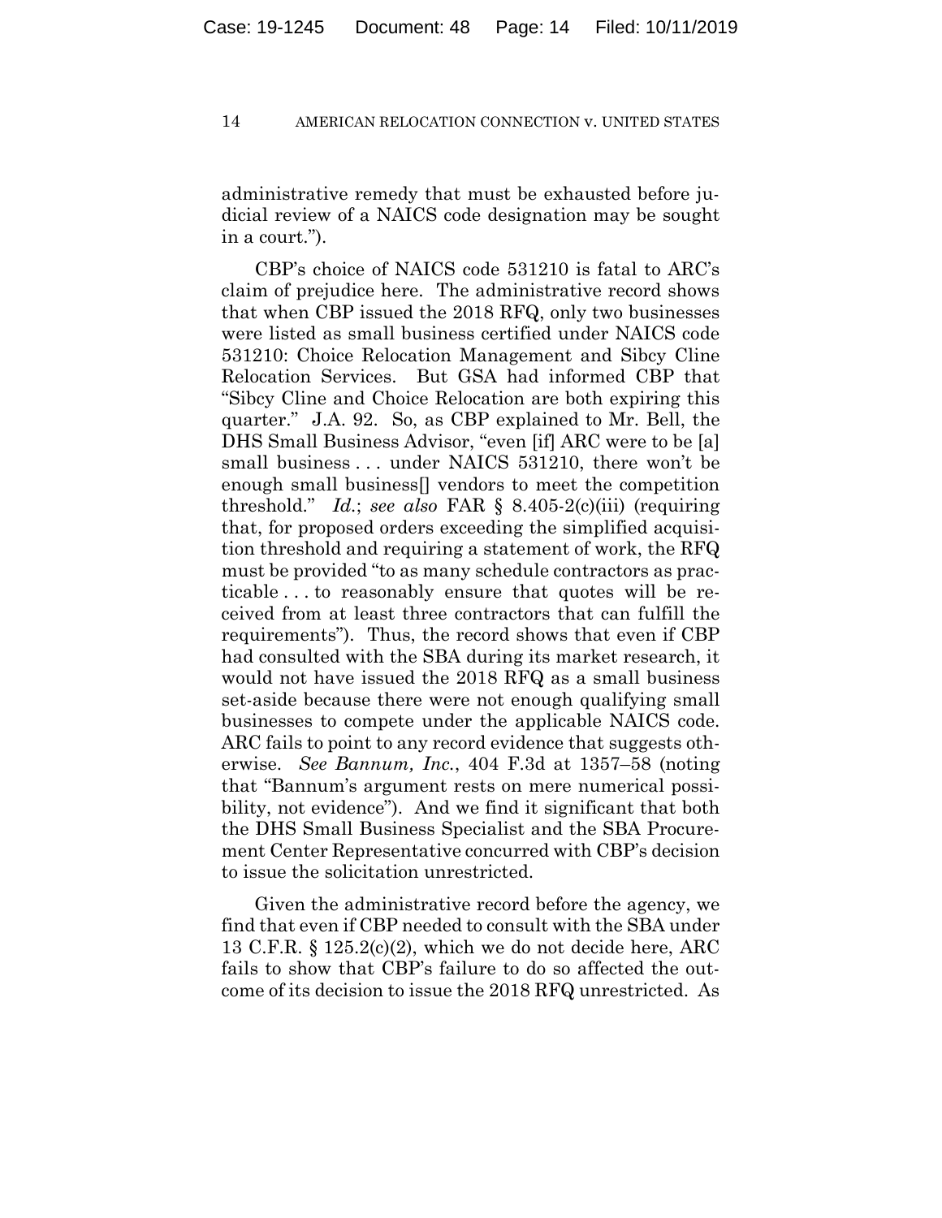administrative remedy that must be exhausted before judicial review of a NAICS code designation may be sought in a court.").

CBP's choice of NAICS code 531210 is fatal to ARC's claim of prejudice here. The administrative record shows that when CBP issued the 2018 RFQ, only two businesses were listed as small business certified under NAICS code 531210: Choice Relocation Management and Sibcy Cline Relocation Services. But GSA had informed CBP that "Sibcy Cline and Choice Relocation are both expiring this quarter." J.A. 92. So, as CBP explained to Mr. Bell, the DHS Small Business Advisor, "even [if] ARC were to be [a] small business . . . under NAICS 531210, there won't be enough small business[] vendors to meet the competition threshold." *Id.*; *see also* FAR § 8.405-2(c)(iii) (requiring that, for proposed orders exceeding the simplified acquisition threshold and requiring a statement of work, the RFQ must be provided "to as many schedule contractors as practicable . . . to reasonably ensure that quotes will be received from at least three contractors that can fulfill the requirements"). Thus, the record shows that even if CBP had consulted with the SBA during its market research, it would not have issued the 2018 RFQ as a small business set-aside because there were not enough qualifying small businesses to compete under the applicable NAICS code. ARC fails to point to any record evidence that suggests otherwise. *See Bannum, Inc.*, 404 F.3d at 1357–58 (noting that "Bannum's argument rests on mere numerical possibility, not evidence"). And we find it significant that both the DHS Small Business Specialist and the SBA Procurement Center Representative concurred with CBP's decision to issue the solicitation unrestricted.

Given the administrative record before the agency, we find that even if CBP needed to consult with the SBA under 13 C.F.R. § 125.2(c)(2), which we do not decide here, ARC fails to show that CBP's failure to do so affected the outcome of its decision to issue the 2018 RFQ unrestricted. As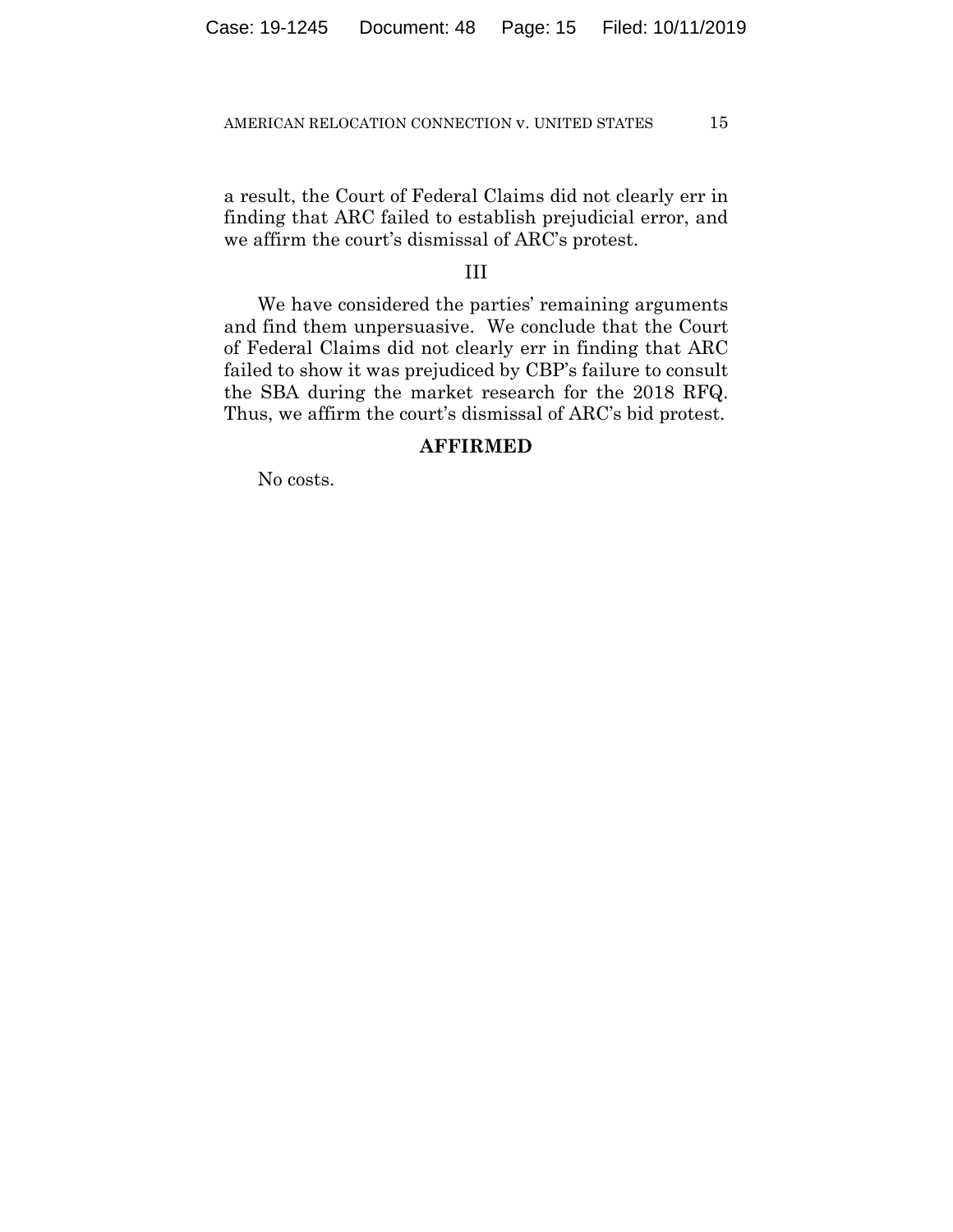a result, the Court of Federal Claims did not clearly err in finding that ARC failed to establish prejudicial error, and we affirm the court's dismissal of ARC's protest.

## III

We have considered the parties' remaining arguments and find them unpersuasive. We conclude that the Court of Federal Claims did not clearly err in finding that ARC failed to show it was prejudiced by CBP's failure to consult the SBA during the market research for the 2018 RFQ. Thus, we affirm the court's dismissal of ARC's bid protest.

**AFFIRMED**

No costs.